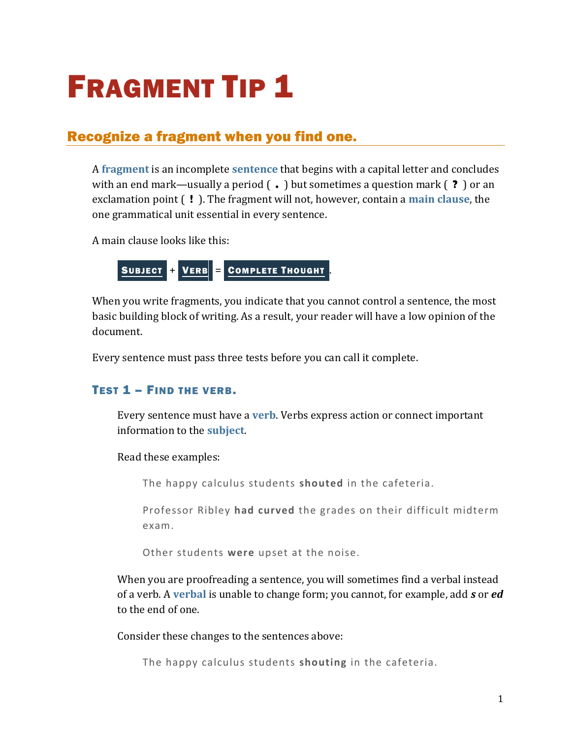# Fragment Tip 1

## Recognize a fragment when you find one.

A **fragment** is an incomplete **sentence** that begins with a capital letter and concludes with an end mark—usually a period ( **.** ) but sometimes a question mark ( **?** ) or an exclamation point ( **!** ). The fragment will not, however, contain a **main clause**, the one grammatical unit essential in every sentence.

A main clause looks like this:

**Subject** + **Verb** = **Complete Thought**.

When you write fragments, you indicate that you cannot control a sentence, the most basic building block of writing. As a result, your reader will have a low opinion of the document.

Every sentence must pass three tests before you can call it complete.

### Test 1 – Find the verb.

Every sentence must have a **verb**. Verbs express action or connect important information to the **subject**.

Read these examples:

The happy calculus students **shouted** in the cafeteria.

Professor Ribley **had curved** the grades on their difficult midterm exam.

Other students **were** upset at the noise.

When you are proofreading a sentence, you will sometimes find a verbal instead of a verb. A **verbal** is unable to change form; you cannot, for example, add ***s*** or ***ed*** to the end of one.

Consider these changes to the sentences above:

The happy calculus students **shouting** in the cafeteria.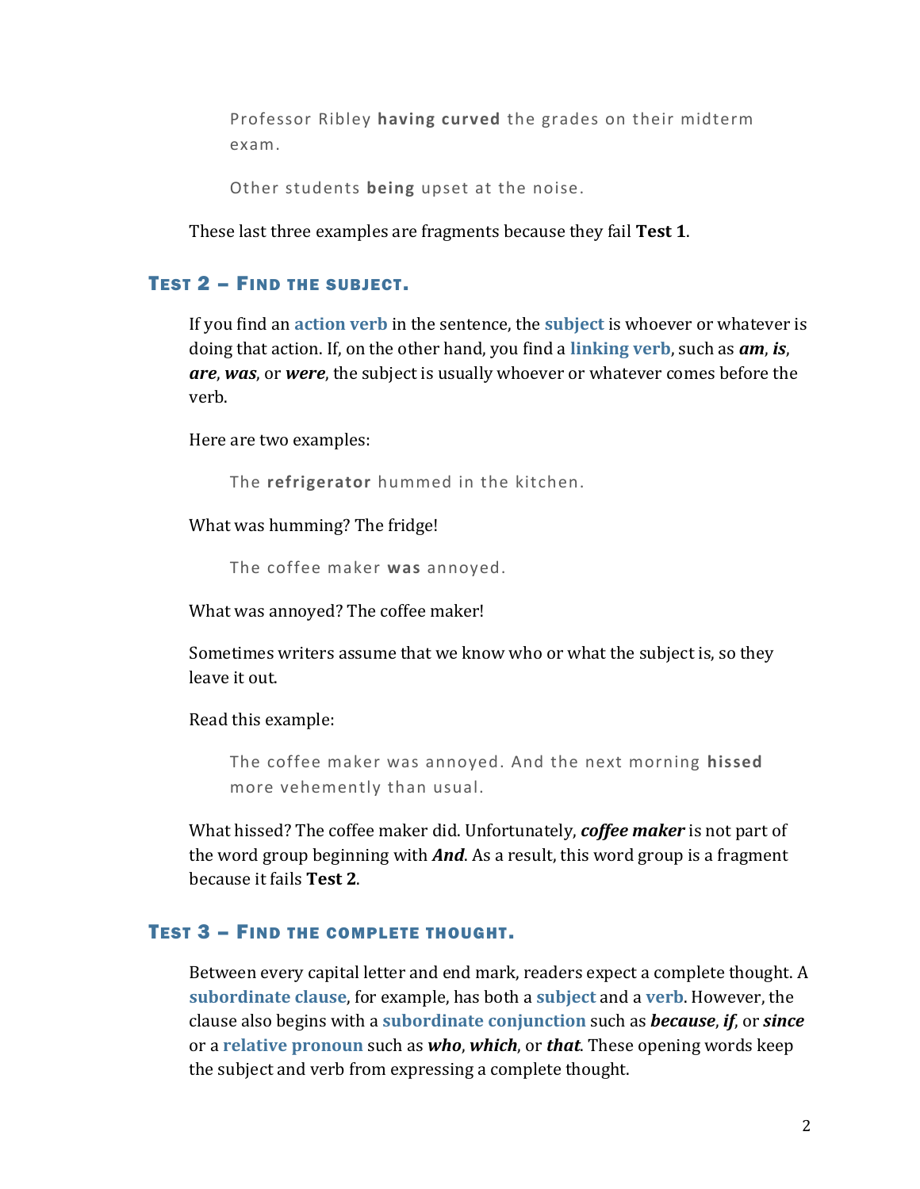Professor Ribley **having curved** the grades on their midterm exam.

Other students **being** upset at the noise.

These last three examples are fragments because they fail **Test 1**.

## Test 2 – Find the subject.

If you find an **action verb** in the sentence, the **subject** is whoever or whatever is doing that action. If, on the other hand, you find a **linking verb**, such as ***am***, ***is***, ***are***, ***was***, or ***were***, the subject is usually whoever or whatever comes before the verb.

Here are two examples:

The **refrigerator** hummed in the kitchen.

What was humming? The fridge!

The coffee maker **was** annoyed.

What was annoyed? The coffee maker!

Sometimes writers assume that we know who or what the subject is, so they leave it out.

Read this example:

The coffee maker was annoyed. And the next morning **hissed** more vehemently than usual.

What hissed? The coffee maker did. Unfortunately, ***coffee maker*** is not part of the word group beginning with ***And***. As a result, this word group is a fragment because it fails **Test 2**.

## Test 3 – Find the complete thought.

Between every capital letter and end mark, readers expect a complete thought. A **subordinate clause**, for example, has both a **subject** and a **verb**. However, the clause also begins with a **subordinate conjunction** such as ***because***, ***if***, or ***since*** or a **relative pronoun** such as ***who***, ***which***, or ***that***. These opening words keep the subject and verb from expressing a complete thought.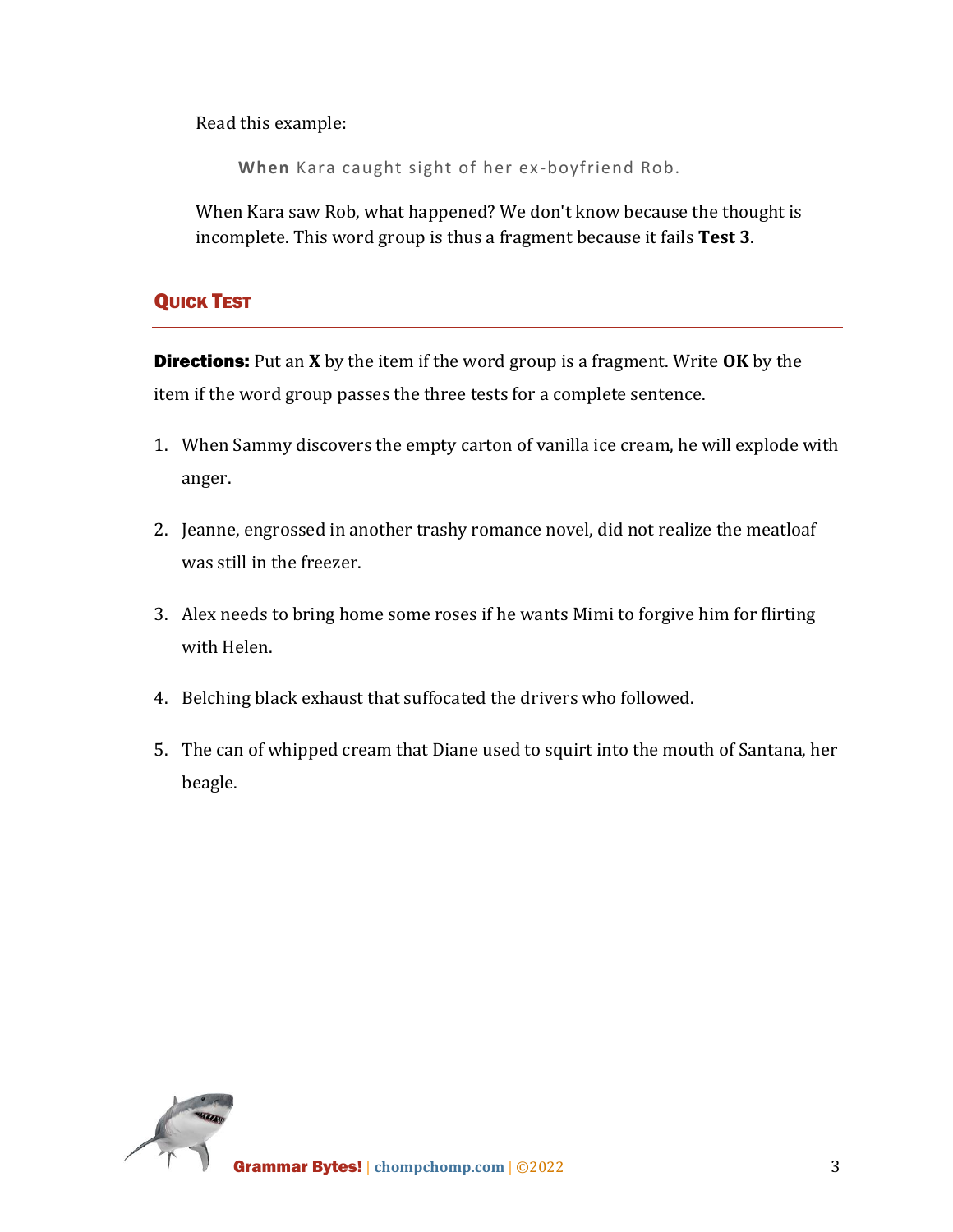Read this example:

> **When** Kara caught sight of her ex-boyfriend Rob.

When Kara saw Rob, what happened? We don't know because the thought is incomplete. This word group is thus a fragment because it fails **Test 3**.

## Quick Test

**Directions:** Put an **X** by the item if the word group is a fragment. Write **OK** by the item if the word group passes the three tests for a complete sentence.

1. When Sammy discovers the empty carton of vanilla ice cream, he will explode with anger.
2. Jeanne, engrossed in another trashy romance novel, did not realize the meatloaf was still in the freezer.
3. Alex needs to bring home some roses if he wants Mimi to forgive him for flirting with Helen.
4. Belching black exhaust that suffocated the drivers who followed.
5. The can of whipped cream that Diane used to squirt into the mouth of Santana, her beagle.